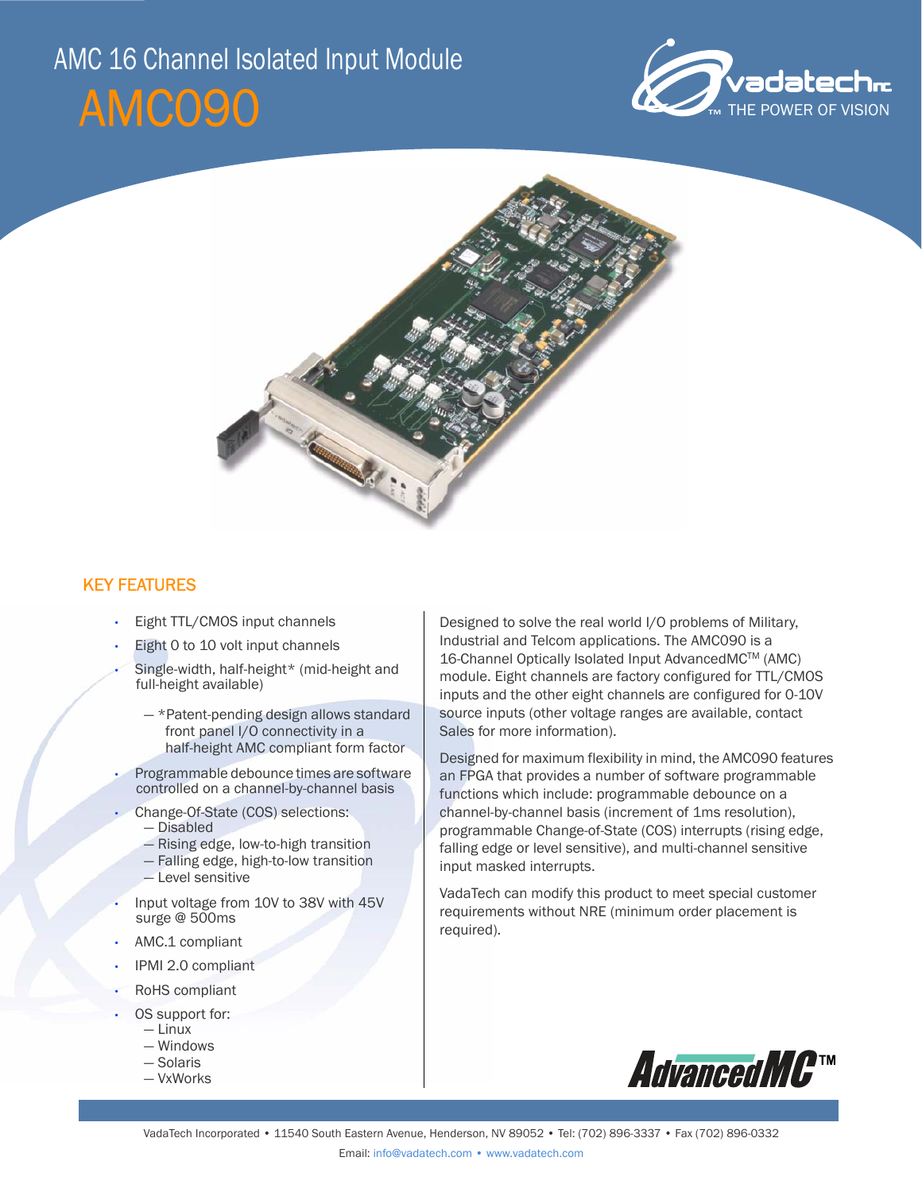# AMC 16 Channel Isolated Input Module

# AMC090

vadatech THE POWER OF VISION

## KEY FEATURES

- Eight TTL/CMOS input channels
- Eight 0 to 10 volt input channels
- Single-width, half-height* (mid-height and full-height available)
  - *Patent-pending design allows standard front panel I/O connectivity in a half-height AMC compliant form factor
- Programmable debounce times are software controlled on a channel-by-channel basis
- Change-Of-State (COS) selections:
  - Disabled
  - Rising edge, low-to-high transition
  - Falling edge, high-to-low transition
  - Level sensitive
- Input voltage from 10V to 38V with 45V surge @ 500ms
- AMC.1 compliant
- IPMI 2.0 compliant
- RoHS compliant
- OS support for:
  - Linux
  - Windows
  - Solaris
  - VxWorks

Designed to solve the real world I/O problems of Military, Industrial and Telcom applications. The AMC090 is a 16-Channel Optically Isolated Input AdvancedMC™ (AMC) module. Eight channels are factory configured for TTL/CMOS inputs and the other eight channels are configured for 0-10V source inputs (other voltage ranges are available, contact Sales for more information).

Designed for maximum flexibility in mind, the AMC090 features an FPGA that provides a number of software programmable functions which include: programmable debounce on a channel-by-channel basis (increment of 1ms resolution), programmable Change-of-State (COS) interrupts (rising edge, falling edge or level sensitive), and multi-channel sensitive input masked interrupts.

VadaTech can modify this product to meet special customer requirements without NRE (minimum order placement is required).

AdvancedMC™

VadaTech Incorporated • 11540 South Eastern Avenue, Henderson, NV 89052 • Tel: (702) 896-3337 • Fax (702) 896-0332

Email: info@vadatech.com • www.vadatech.com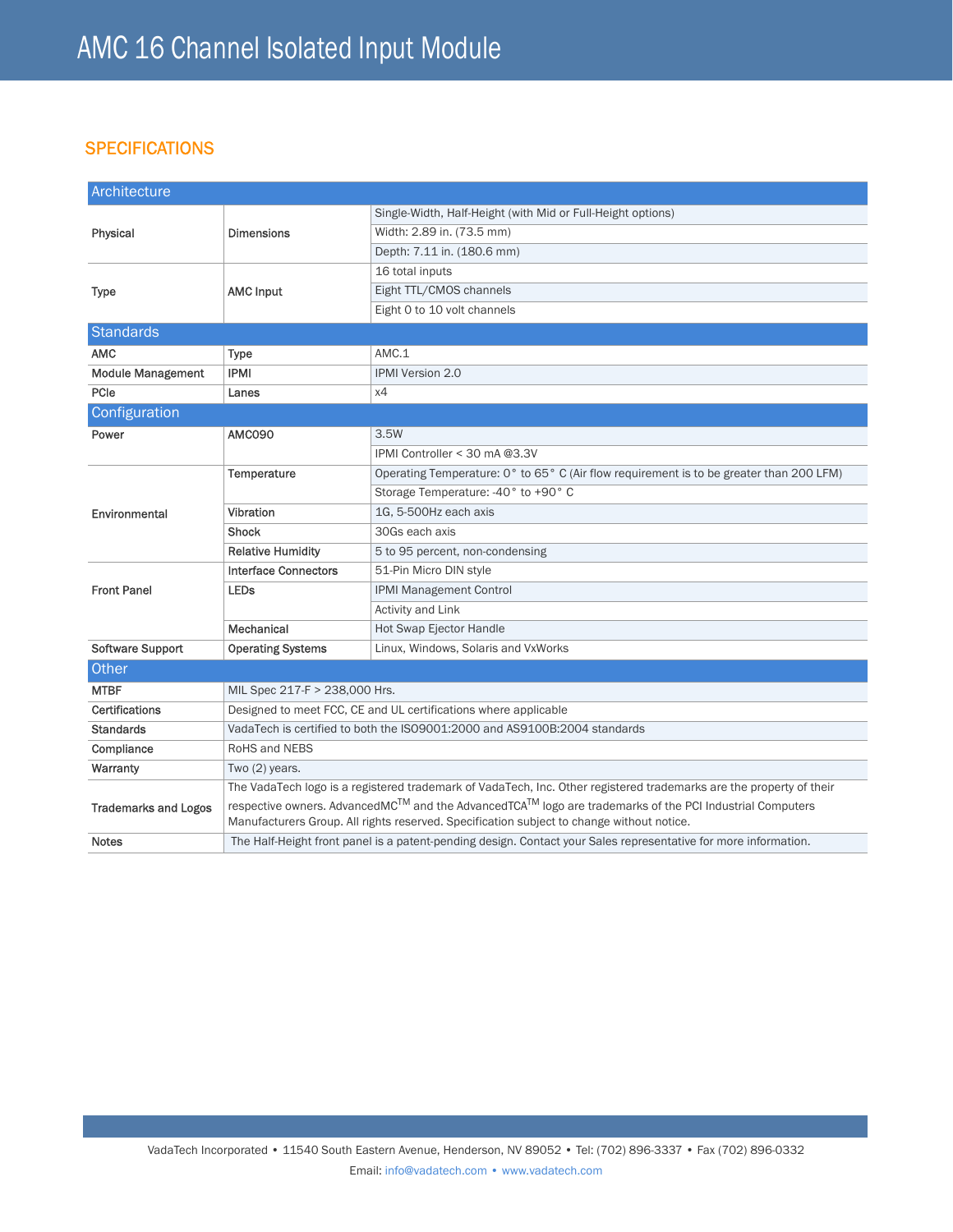# AMC 16 Channel Isolated Input Module

## SPECIFICATIONS

| Architecture | | |
|---|---|---|
| Physical | Dimensions | Single-Width, Half-Height (with Mid or Full-Height options) |
| | | Width: 2.89 in. (73.5 mm) |
| | | Depth: 7.11 in. (180.6 mm) |
| Type | AMC Input | 16 total inputs |
| | | Eight TTL/CMOS channels |
| | | Eight 0 to 10 volt channels |
| **Standards** | | |
| AMC | Type | AMC.1 |
| Module Management | IPMI | IPMI Version 2.0 |
| PCIe | Lanes | x4 |
| **Configuration** | | |
| Power | AMC090 | 3.5W |
| | | IPMI Controller < 30 mA @3.3V |
| Environmental | Temperature | Operating Temperature: 0° to 65° C (Air flow requirement is to be greater than 200 LFM) |
| | | Storage Temperature: -40° to +90° C |
| | Vibration | 1G, 5-500Hz each axis |
| | Shock | 30Gs each axis |
| | Relative Humidity | 5 to 95 percent, non-condensing |
| Front Panel | Interface Connectors | 51-Pin Micro DIN style |
| | LEDs | IPMI Management Control |
| | | Activity and Link |
| | Mechanical | Hot Swap Ejector Handle |
| Software Support | Operating Systems | Linux, Windows, Solaris and VxWorks |
| **Other** | | |
| MTBF | MIL Spec 217-F > 238,000 Hrs. | |
| Certifications | Designed to meet FCC, CE and UL certifications where applicable | |
| Standards | VadaTech is certified to both the ISO9001:2000 and AS9100B:2004 standards | |
| Compliance | RoHS and NEBS | |
| Warranty | Two (2) years. | |
| Trademarks and Logos | The VadaTech logo is a registered trademark of VadaTech, Inc. Other registered trademarks are the property of their respective owners. AdvancedMC™ and the AdvancedTCA™ logo are trademarks of the PCI Industrial Computers Manufacturers Group. All rights reserved. Specification subject to change without notice. | |
| Notes | The Half-Height front panel is a patent-pending design. Contact your Sales representative for more information. | |

VadaTech Incorporated • 11540 South Eastern Avenue, Henderson, NV 89052 • Tel: (702) 896-3337 • Fax (702) 896-0332

Email: info@vadatech.com • www.vadatech.com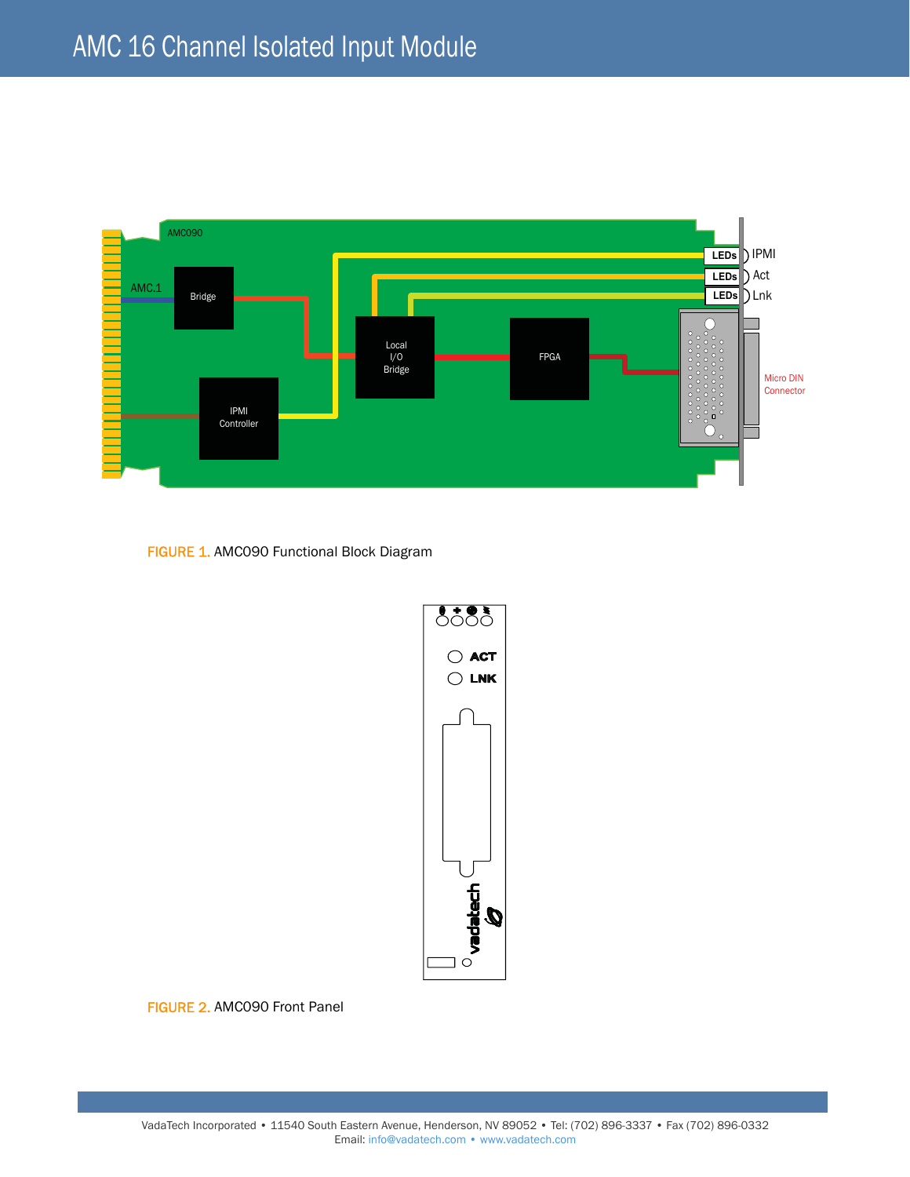FIGURE 1. AMC090 Functional Block Diagram

FIGURE 2. AMC090 Front Panel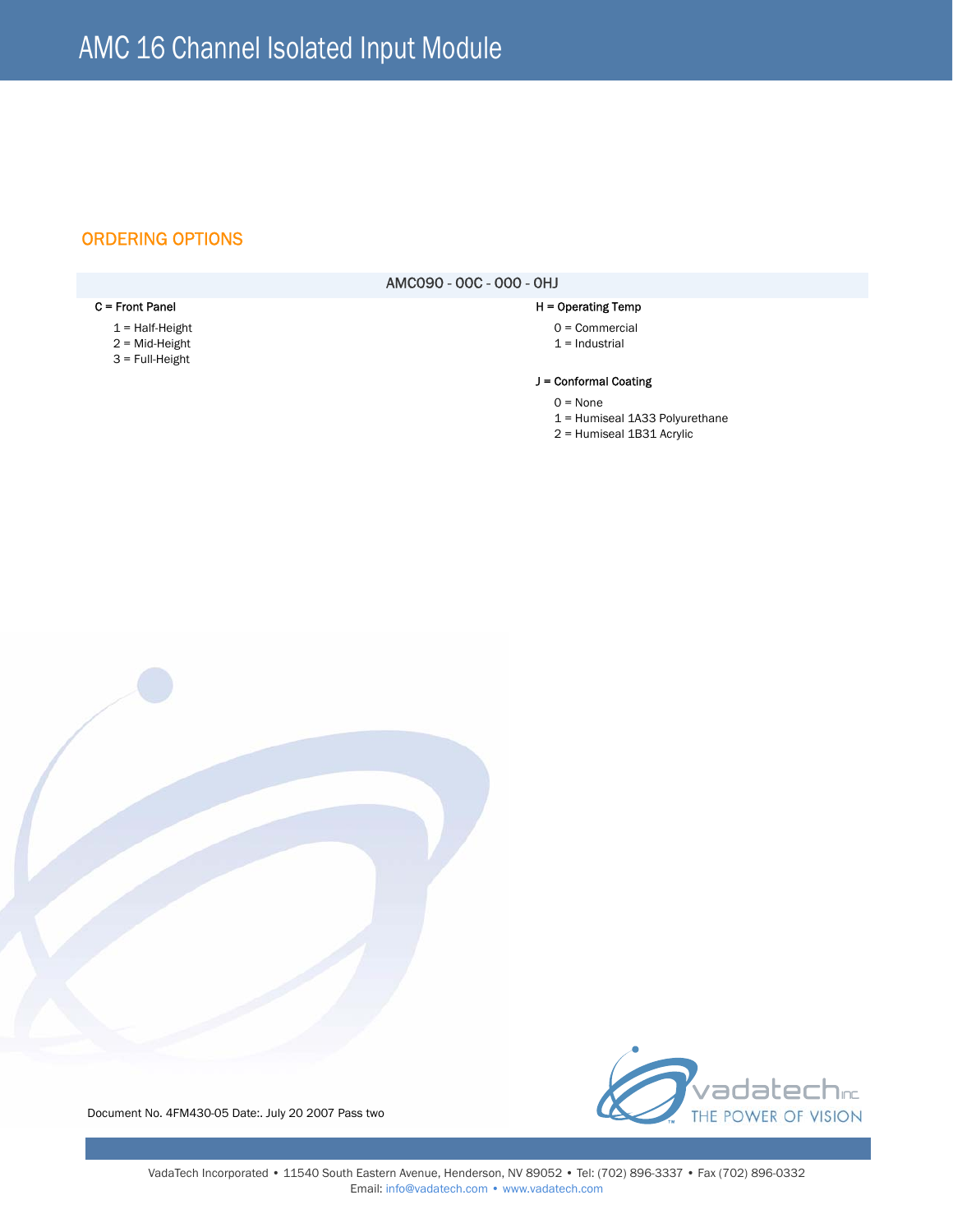## ORDERING OPTIONS

**AMC090 - 00C - 000 - 0HJ**

**C = Front Panel**

- 1 = Half-Height
- 2 = Mid-Height
- 3 = Full-Height

**H = Operating Temp**

- 0 = Commercial
- 1 = Industrial

**J = Conformal Coating**

- 0 = None
- 1 = Humiseal 1A33 Polyurethane
- 2 = Humiseal 1B31 Acrylic

Document No. 4FM430-05 Date:. July 20 2007 Pass two

vadatech inc. THE POWER OF VISION

VadaTech Incorporated • 11540 South Eastern Avenue, Henderson, NV 89052 • Tel: (702) 896-3337 • Fax (702) 896-0332
Email: info@vadatech.com • www.vadatech.com